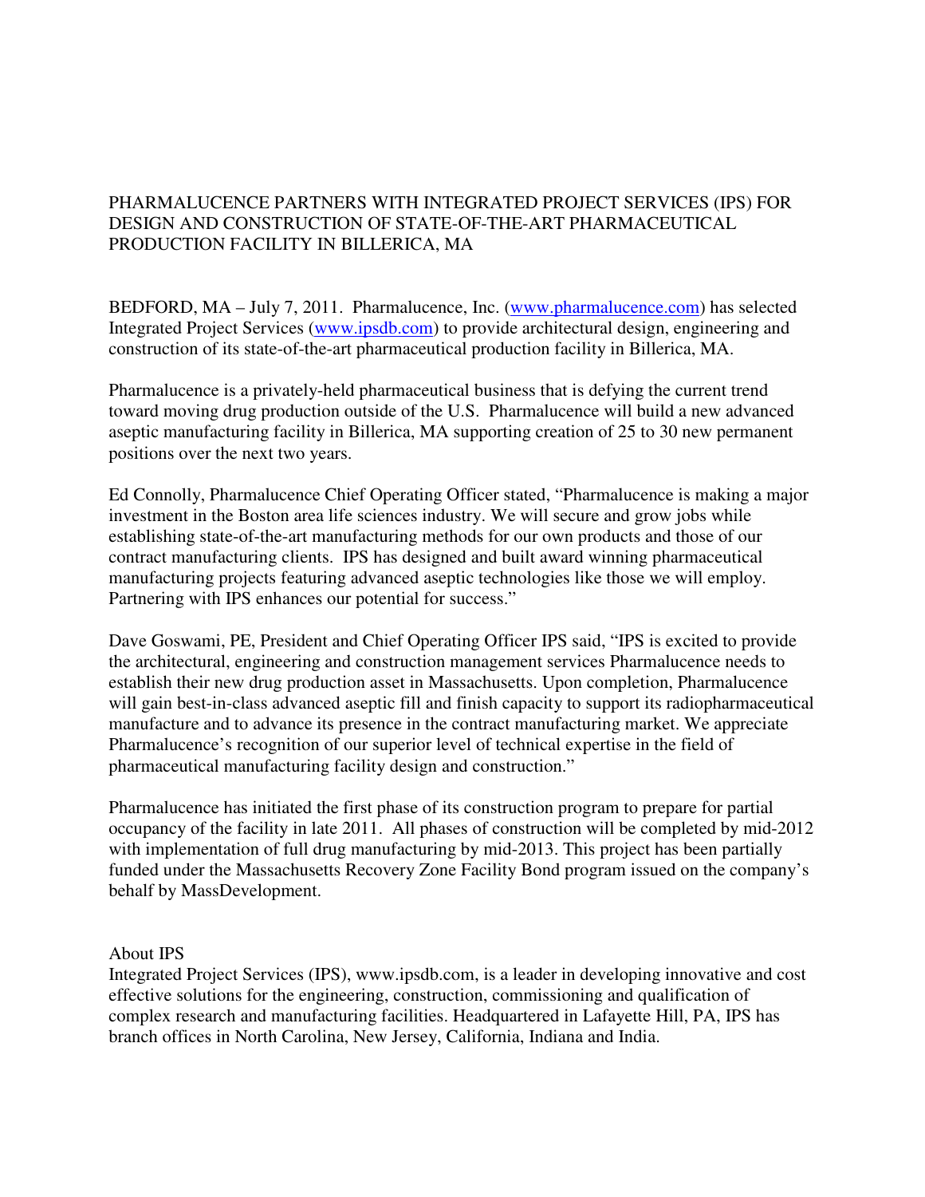# PHARMALUCENCE PARTNERS WITH INTEGRATED PROJECT SERVICES (IPS) FOR DESIGN AND CONSTRUCTION OF STATE-OF-THE-ART PHARMACEUTICAL PRODUCTION FACILITY IN BILLERICA, MA

BEDFORD, MA – July 7, 2011. Pharmalucence, Inc. ([www.pharmalucence.com](www.pharmalucence.com)) has selected Integrated Project Services ([www.ipsdb.com](www.ipsdb.com)) to provide architectural design, engineering and construction of its state-of-the-art pharmaceutical production facility in Billerica, MA.

Pharmalucence is a privately-held pharmaceutical business that is defying the current trend toward moving drug production outside of the U.S. Pharmalucence will build a new advanced aseptic manufacturing facility in Billerica, MA supporting creation of 25 to 30 new permanent positions over the next two years.

Ed Connolly, Pharmalucence Chief Operating Officer stated, "Pharmalucence is making a major investment in the Boston area life sciences industry. We will secure and grow jobs while establishing state-of-the-art manufacturing methods for our own products and those of our contract manufacturing clients. IPS has designed and built award winning pharmaceutical manufacturing projects featuring advanced aseptic technologies like those we will employ. Partnering with IPS enhances our potential for success."

Dave Goswami, PE, President and Chief Operating Officer IPS said, "IPS is excited to provide the architectural, engineering and construction management services Pharmalucence needs to establish their new drug production asset in Massachusetts. Upon completion, Pharmalucence will gain best-in-class advanced aseptic fill and finish capacity to support its radiopharmaceutical manufacture and to advance its presence in the contract manufacturing market. We appreciate Pharmalucence's recognition of our superior level of technical expertise in the field of pharmaceutical manufacturing facility design and construction."

Pharmalucence has initiated the first phase of its construction program to prepare for partial occupancy of the facility in late 2011. All phases of construction will be completed by mid-2012 with implementation of full drug manufacturing by mid-2013. This project has been partially funded under the Massachusetts Recovery Zone Facility Bond program issued on the company's behalf by MassDevelopment.

## About IPS

Integrated Project Services (IPS), www.ipsdb.com, is a leader in developing innovative and cost effective solutions for the engineering, construction, commissioning and qualification of complex research and manufacturing facilities. Headquartered in Lafayette Hill, PA, IPS has branch offices in North Carolina, New Jersey, California, Indiana and India.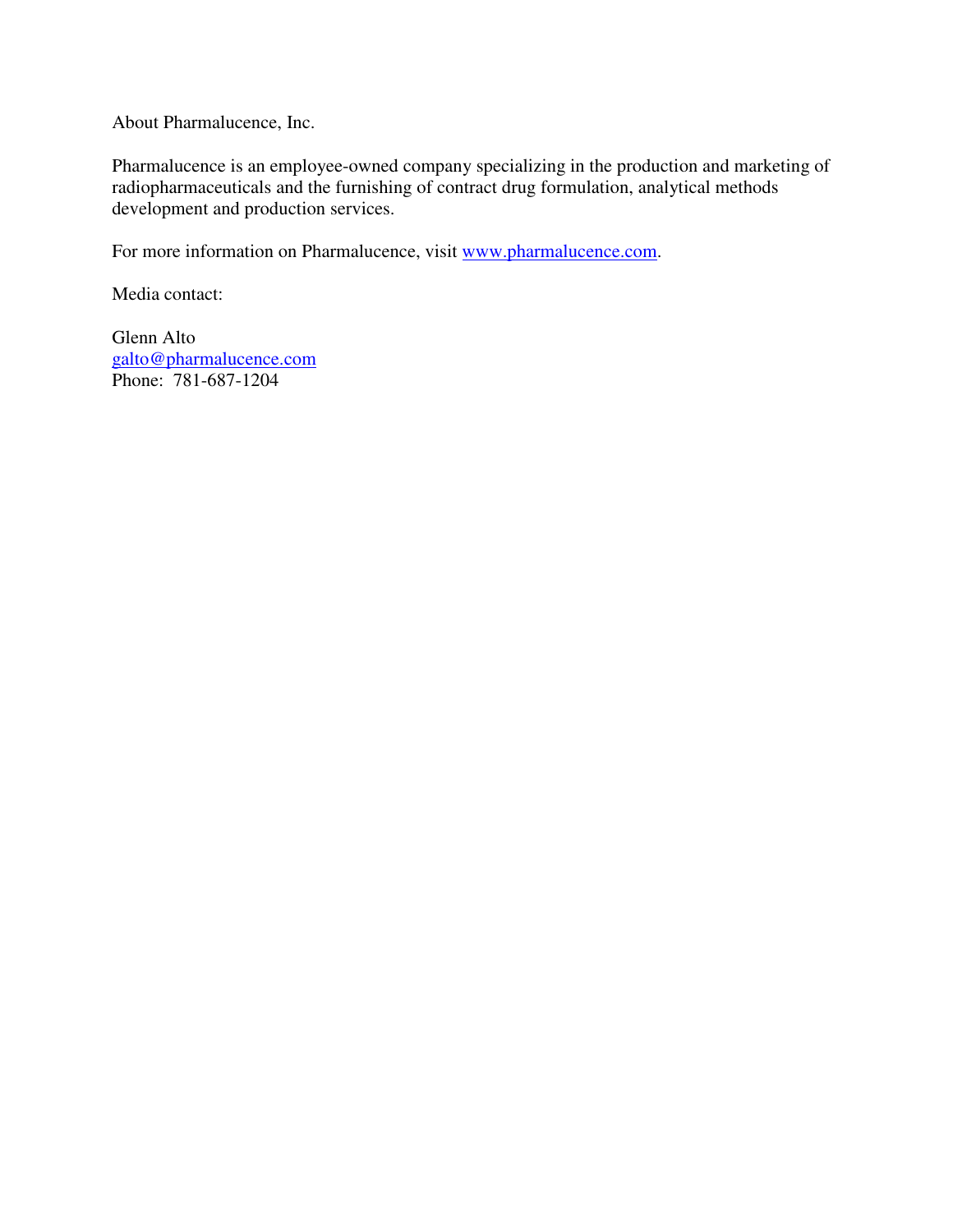About Pharmalucence, Inc.

Pharmalucence is an employee-owned company specializing in the production and marketing of radiopharmaceuticals and the furnishing of contract drug formulation, analytical methods development and production services.

For more information on Pharmalucence, visit www.pharmalucence.com.

Media contact:

Glenn Alto  
galto@pharmalucence.com  
Phone: 781-687-1204